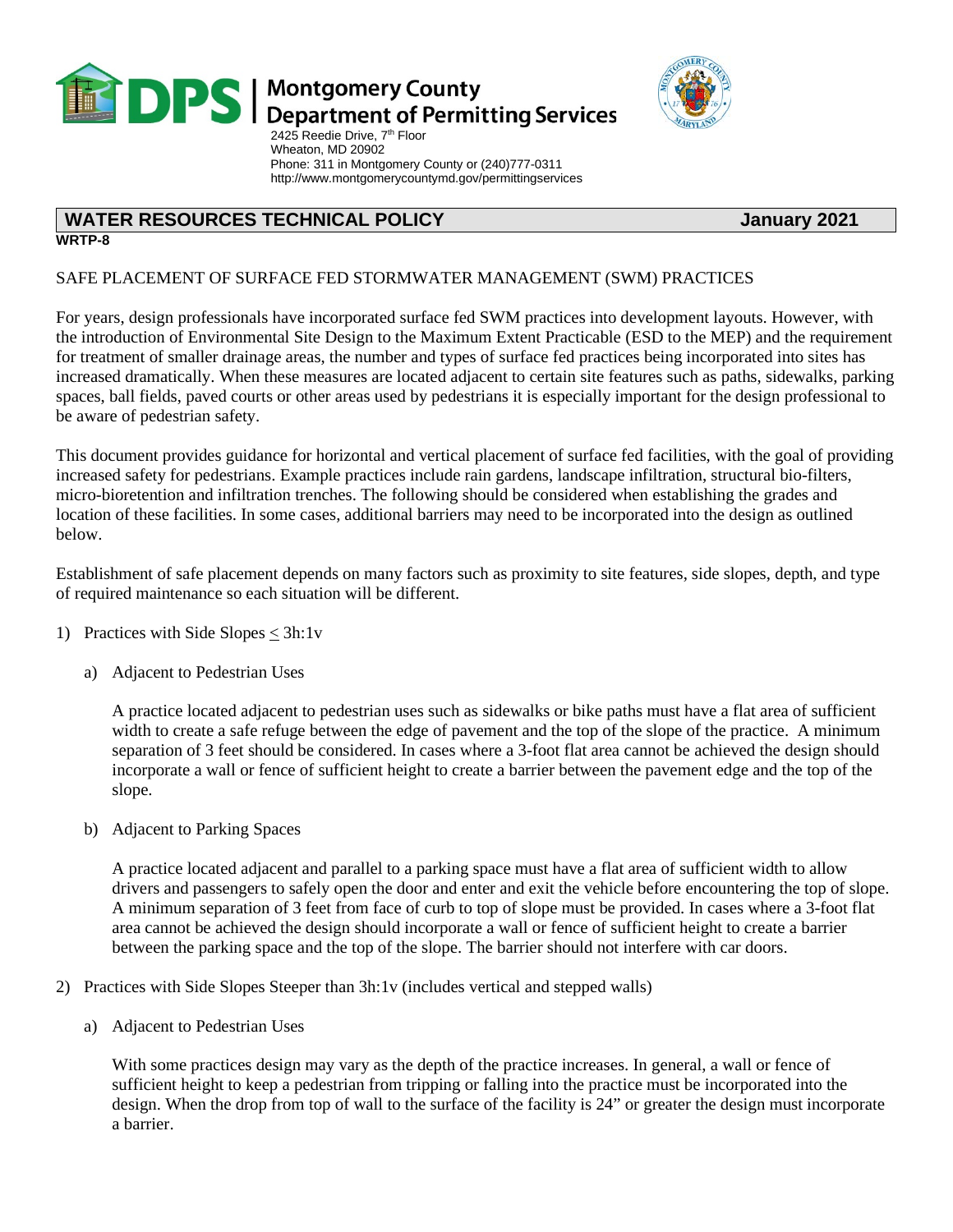# Montgomery County Department of Permitting Services

2425 Reedie Drive, 7th Floor
Wheaton, MD 20902
Phone: 311 in Montgomery County or (240)777-0311
http://www.montgomerycountymd.gov/permittingservices

## WATER RESOURCES TECHNICAL POLICY — January 2021

**WRTP-8**

SAFE PLACEMENT OF SURFACE FED STORMWATER MANAGEMENT (SWM) PRACTICES

For years, design professionals have incorporated surface fed SWM practices into development layouts. However, with the introduction of Environmental Site Design to the Maximum Extent Practicable (ESD to the MEP) and the requirement for treatment of smaller drainage areas, the number and types of surface fed practices being incorporated into sites has increased dramatically. When these measures are located adjacent to certain site features such as paths, sidewalks, parking spaces, ball fields, paved courts or other areas used by pedestrians it is especially important for the design professional to be aware of pedestrian safety.

This document provides guidance for horizontal and vertical placement of surface fed facilities, with the goal of providing increased safety for pedestrians. Example practices include rain gardens, landscape infiltration, structural bio-filters, micro-bioretention and infiltration trenches. The following should be considered when establishing the grades and location of these facilities. In some cases, additional barriers may need to be incorporated into the design as outlined below.

Establishment of safe placement depends on many factors such as proximity to site features, side slopes, depth, and type of required maintenance so each situation will be different.

1) Practices with Side Slopes ≤ 3h:1v

   a) Adjacent to Pedestrian Uses

      A practice located adjacent to pedestrian uses such as sidewalks or bike paths must have a flat area of sufficient width to create a safe refuge between the edge of pavement and the top of the slope of the practice. A minimum separation of 3 feet should be considered. In cases where a 3-foot flat area cannot be achieved the design should incorporate a wall or fence of sufficient height to create a barrier between the pavement edge and the top of the slope.

   b) Adjacent to Parking Spaces

      A practice located adjacent and parallel to a parking space must have a flat area of sufficient width to allow drivers and passengers to safely open the door and enter and exit the vehicle before encountering the top of slope. A minimum separation of 3 feet from face of curb to top of slope must be provided. In cases where a 3-foot flat area cannot be achieved the design should incorporate a wall or fence of sufficient height to create a barrier between the parking space and the top of the slope. The barrier should not interfere with car doors.

2) Practices with Side Slopes Steeper than 3h:1v (includes vertical and stepped walls)

   a) Adjacent to Pedestrian Uses

      With some practices design may vary as the depth of the practice increases. In general, a wall or fence of sufficient height to keep a pedestrian from tripping or falling into the practice must be incorporated into the design. When the drop from top of wall to the surface of the facility is 24" or greater the design must incorporate a barrier.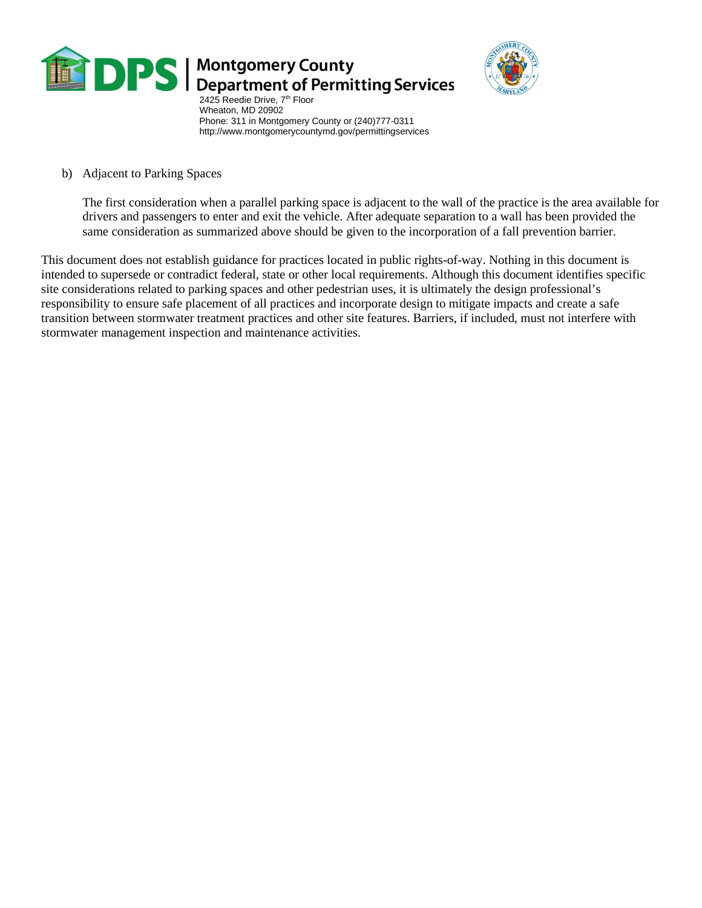b) Adjacent to Parking Spaces

The first consideration when a parallel parking space is adjacent to the wall of the practice is the area available for drivers and passengers to enter and exit the vehicle. After adequate separation to a wall has been provided the same consideration as summarized above should be given to the incorporation of a fall prevention barrier.

This document does not establish guidance for practices located in public rights-of-way. Nothing in this document is intended to supersede or contradict federal, state or other local requirements. Although this document identifies specific site considerations related to parking spaces and other pedestrian uses, it is ultimately the design professional's responsibility to ensure safe placement of all practices and incorporate design to mitigate impacts and create a safe transition between stormwater treatment practices and other site features. Barriers, if included, must not interfere with stormwater management inspection and maintenance activities.